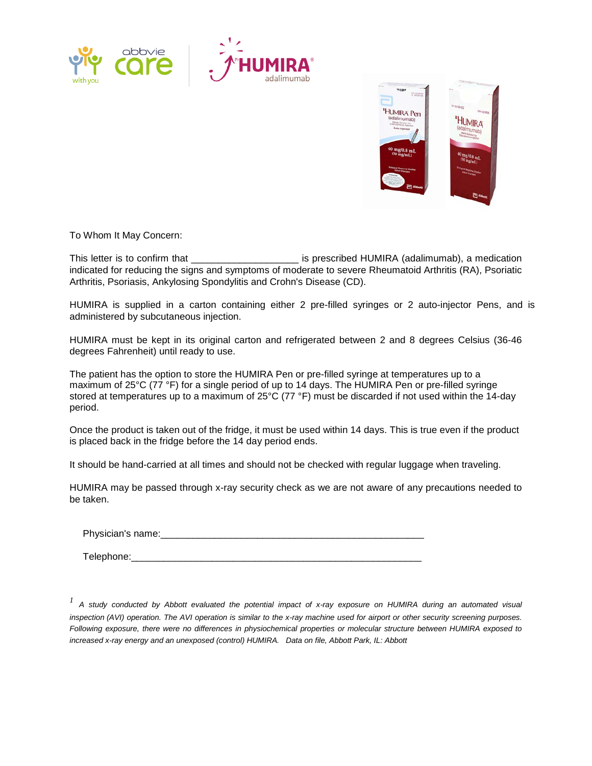To Whom It May Concern:

This letter is to confirm that ____________________ is prescribed HUMIRA (adalimumab), a medication indicated for reducing the signs and symptoms of moderate to severe Rheumatoid Arthritis (RA), Psoriatic Arthritis, Psoriasis, Ankylosing Spondylitis and Crohn's Disease (CD).

HUMIRA is supplied in a carton containing either 2 pre-filled syringes or 2 auto-injector Pens, and is administered by subcutaneous injection.

HUMIRA must be kept in its original carton and refrigerated between 2 and 8 degrees Celsius (36-46 degrees Fahrenheit) until ready to use.

The patient has the option to store the HUMIRA Pen or pre-filled syringe at temperatures up to a maximum of 25°C (77 °F) for a single period of up to 14 days. The HUMIRA Pen or pre-filled syringe stored at temperatures up to a maximum of 25°C (77 °F) must be discarded if not used within the 14-day period.

Once the product is taken out of the fridge, it must be used within 14 days. This is true even if the product is placed back in the fridge before the 14 day period ends.

It should be hand-carried at all times and should not be checked with regular luggage when traveling.

HUMIRA may be passed through x-ray security check as we are not aware of any precautions needed to be taken.

Physician's name:____________________________________________________

Telephone:_________________________________________________________

[1] *A study conducted by Abbott evaluated the potential impact of x-ray exposure on HUMIRA during an automated visual inspection (AVI) operation. The AVI operation is similar to the x-ray machine used for airport or other security screening purposes. Following exposure, there were no differences in physiochemical properties or molecular structure between HUMIRA exposed to increased x-ray energy and an unexposed (control) HUMIRA. Data on file, Abbott Park, IL: Abbott*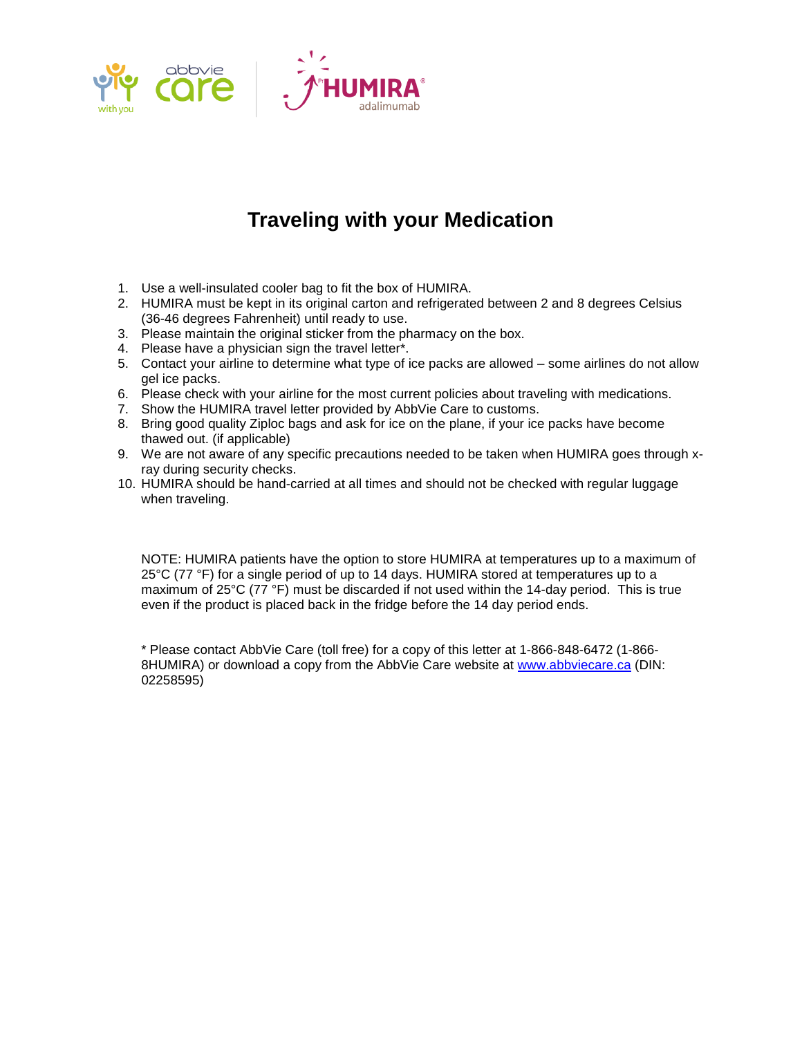# Traveling with your Medication

1. Use a well-insulated cooler bag to fit the box of HUMIRA.
2. HUMIRA must be kept in its original carton and refrigerated between 2 and 8 degrees Celsius (36-46 degrees Fahrenheit) until ready to use.
3. Please maintain the original sticker from the pharmacy on the box.
4. Please have a physician sign the travel letter*.
5. Contact your airline to determine what type of ice packs are allowed – some airlines do not allow gel ice packs.
6. Please check with your airline for the most current policies about traveling with medications.
7. Show the HUMIRA travel letter provided by AbbVie Care to customs.
8. Bring good quality Ziploc bags and ask for ice on the plane, if your ice packs have become thawed out. (if applicable)
9. We are not aware of any specific precautions needed to be taken when HUMIRA goes through x-ray during security checks.
10. HUMIRA should be hand-carried at all times and should not be checked with regular luggage when traveling.

NOTE: HUMIRA patients have the option to store HUMIRA at temperatures up to a maximum of 25°C (77 °F) for a single period of up to 14 days. HUMIRA stored at temperatures up to a maximum of 25°C (77 °F) must be discarded if not used within the 14-day period. This is true even if the product is placed back in the fridge before the 14 day period ends.

* Please contact AbbVie Care (toll free) for a copy of this letter at 1-866-848-6472 (1-866-8HUMIRA) or download a copy from the AbbVie Care website at www.abbviecare.ca (DIN: 02258595)